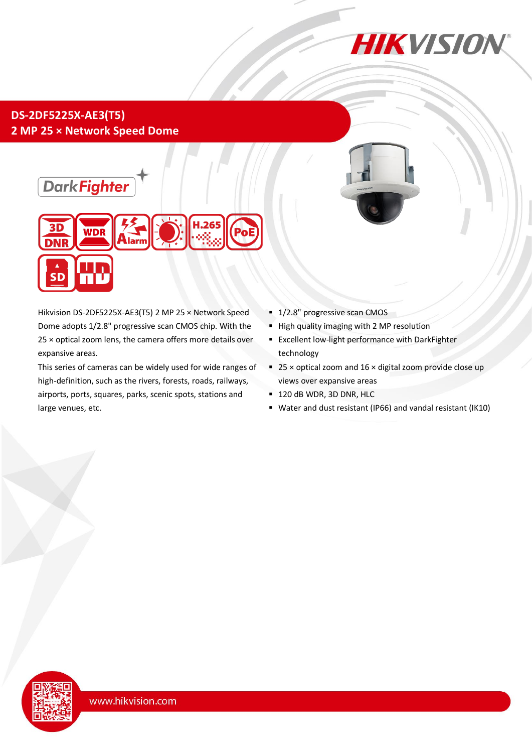# DS-2DF5225X-AE3(T5)

## 2 MP 25 × Network Speed Dome

Hikvision DS-2DF5225X-AE3(T5) 2 MP 25 × Network Speed Dome adopts 1/2.8" progressive scan CMOS chip. With the 25 × optical zoom lens, the camera offers more details over expansive areas.

This series of cameras can be widely used for wide ranges of high-definition, such as the rivers, forests, roads, railways, airports, ports, squares, parks, scenic spots, stations and large venues, etc.

- 1/2.8" progressive scan CMOS
- High quality imaging with 2 MP resolution
- Excellent low-light performance with DarkFighter technology
- 25 × optical zoom and 16 × digital zoom provide close up views over expansive areas
- 120 dB WDR, 3D DNR, HLC
- Water and dust resistant (IP66) and vandal resistant (IK10)

www.hikvision.com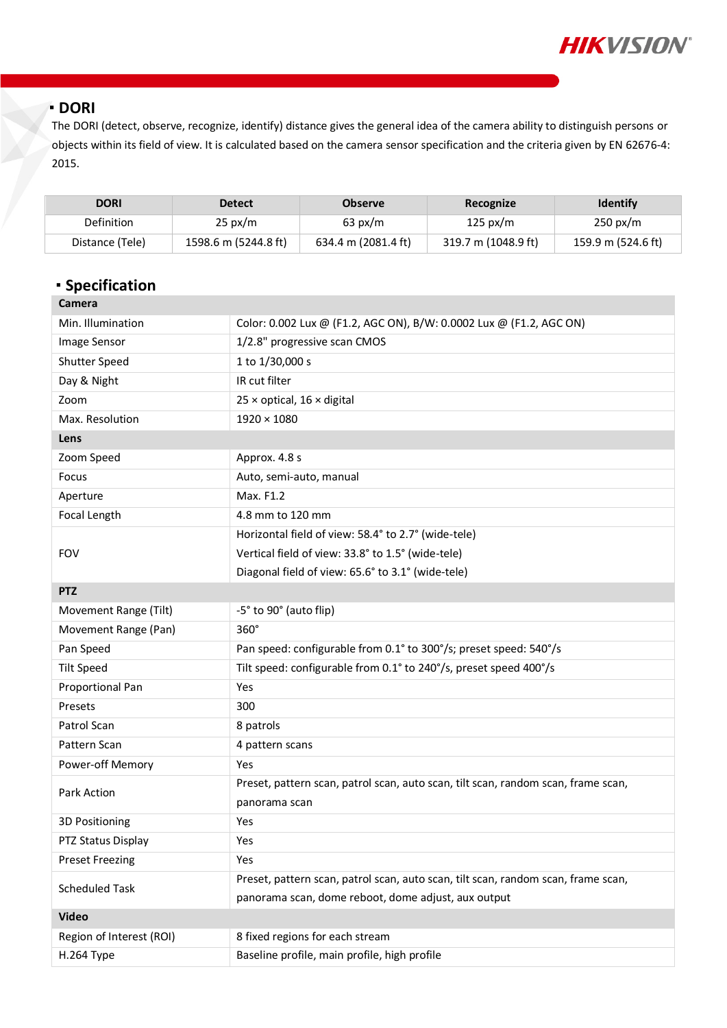## DORI

The DORI (detect, observe, recognize, identify) distance gives the general idea of the camera ability to distinguish persons or objects within its field of view. It is calculated based on the camera sensor specification and the criteria given by EN 62676-4: 2015.

| DORI | Detect | Observe | Recognize | Identify |
|---|---|---|---|---|
| Definition | 25 px/m | 63 px/m | 125 px/m | 250 px/m |
| Distance (Tele) | 1598.6 m (5244.8 ft) | 634.4 m (2081.4 ft) | 319.7 m (1048.9 ft) | 159.9 m (524.6 ft) |

## Specification

| **Camera** | |
|---|---|
| Min. Illumination | Color: 0.002 Lux @ (F1.2, AGC ON), B/W: 0.0002 Lux @ (F1.2, AGC ON) |
| Image Sensor | 1/2.8" progressive scan CMOS |
| Shutter Speed | 1 to 1/30,000 s |
| Day & Night | IR cut filter |
| Zoom | 25 × optical, 16 × digital |
| Max. Resolution | 1920 × 1080 |
| **Lens** | |
| Zoom Speed | Approx. 4.8 s |
| Focus | Auto, semi-auto, manual |
| Aperture | Max. F1.2 |
| Focal Length | 4.8 mm to 120 mm |
| FOV | Horizontal field of view: 58.4° to 2.7° (wide-tele)<br>Vertical field of view: 33.8° to 1.5° (wide-tele)<br>Diagonal field of view: 65.6° to 3.1° (wide-tele) |
| **PTZ** | |
| Movement Range (Tilt) | -5° to 90° (auto flip) |
| Movement Range (Pan) | 360° |
| Pan Speed | Pan speed: configurable from 0.1° to 300°/s; preset speed: 540°/s |
| Tilt Speed | Tilt speed: configurable from 0.1° to 240°/s, preset speed 400°/s |
| Proportional Pan | Yes |
| Presets | 300 |
| Patrol Scan | 8 patrols |
| Pattern Scan | 4 pattern scans |
| Power-off Memory | Yes |
| Park Action | Preset, pattern scan, patrol scan, auto scan, tilt scan, random scan, frame scan, panorama scan |
| 3D Positioning | Yes |
| PTZ Status Display | Yes |
| Preset Freezing | Yes |
| Scheduled Task | Preset, pattern scan, patrol scan, auto scan, tilt scan, random scan, frame scan, panorama scan, dome reboot, dome adjust, aux output |
| **Video** | |
| Region of Interest (ROI) | 8 fixed regions for each stream |
| H.264 Type | Baseline profile, main profile, high profile |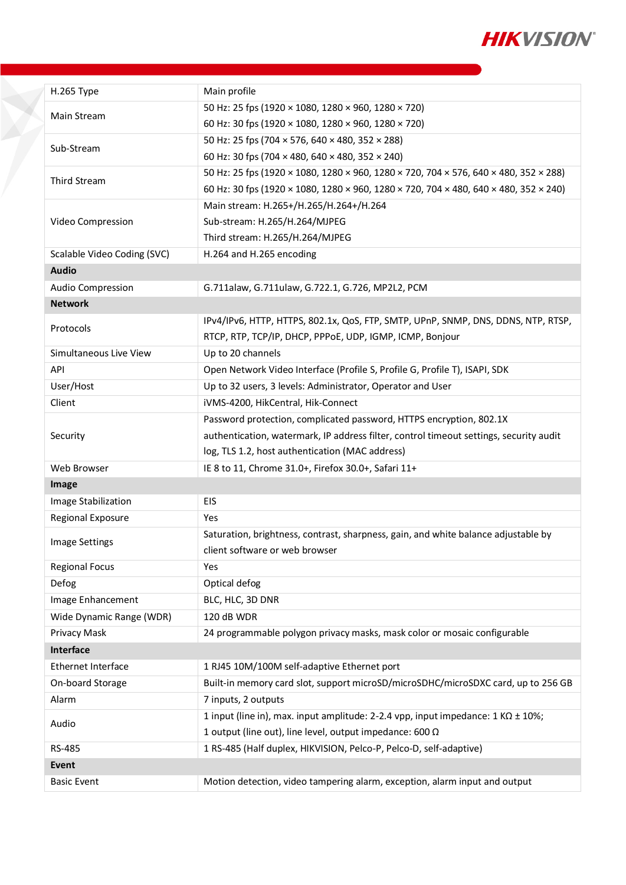| | |
|---|---|
| H.265 Type | Main profile |
| Main Stream | 50 Hz: 25 fps (1920 × 1080, 1280 × 960, 1280 × 720)<br>60 Hz: 30 fps (1920 × 1080, 1280 × 960, 1280 × 720) |
| Sub-Stream | 50 Hz: 25 fps (704 × 576, 640 × 480, 352 × 288)<br>60 Hz: 30 fps (704 × 480, 640 × 480, 352 × 240) |
| Third Stream | 50 Hz: 25 fps (1920 × 1080, 1280 × 960, 1280 × 720, 704 × 576, 640 × 480, 352 × 288)<br>60 Hz: 30 fps (1920 × 1080, 1280 × 960, 1280 × 720, 704 × 480, 640 × 480, 352 × 240) |
| Video Compression | Main stream: H.265+/H.265/H.264+/H.264<br>Sub-stream: H.265/H.264/MJPEG<br>Third stream: H.265/H.264/MJPEG |
| Scalable Video Coding (SVC) | H.264 and H.265 encoding |
| **Audio** | |
| Audio Compression | G.711alaw, G.711ulaw, G.722.1, G.726, MP2L2, PCM |
| **Network** | |
| Protocols | IPv4/IPv6, HTTP, HTTPS, 802.1x, QoS, FTP, SMTP, UPnP, SNMP, DNS, DDNS, NTP, RTSP, RTCP, RTP, TCP/IP, DHCP, PPPoE, UDP, IGMP, ICMP, Bonjour |
| Simultaneous Live View | Up to 20 channels |
| API | Open Network Video Interface (Profile S, Profile G, Profile T), ISAPI, SDK |
| User/Host | Up to 32 users, 3 levels: Administrator, Operator and User |
| Client | iVMS-4200, HikCentral, Hik-Connect |
| Security | Password protection, complicated password, HTTPS encryption, 802.1X authentication, watermark, IP address filter, control timeout settings, security audit log, TLS 1.2, host authentication (MAC address) |
| Web Browser | IE 8 to 11, Chrome 31.0+, Firefox 30.0+, Safari 11+ |
| **Image** | |
| Image Stabilization | EIS |
| Regional Exposure | Yes |
| Image Settings | Saturation, brightness, contrast, sharpness, gain, and white balance adjustable by client software or web browser |
| Regional Focus | Yes |
| Defog | Optical defog |
| Image Enhancement | BLC, HLC, 3D DNR |
| Wide Dynamic Range (WDR) | 120 dB WDR |
| Privacy Mask | 24 programmable polygon privacy masks, mask color or mosaic configurable |
| **Interface** | |
| Ethernet Interface | 1 RJ45 10M/100M self-adaptive Ethernet port |
| On-board Storage | Built-in memory card slot, support microSD/microSDHC/microSDXC card, up to 256 GB |
| Alarm | 7 inputs, 2 outputs |
| Audio | 1 input (line in), max. input amplitude: 2-2.4 vpp, input impedance: 1 KΩ ± 10%;<br>1 output (line out), line level, output impedance: 600 Ω |
| RS-485 | 1 RS-485 (Half duplex, HIKVISION, Pelco-P, Pelco-D, self-adaptive) |
| **Event** | |
| Basic Event | Motion detection, video tampering alarm, exception, alarm input and output |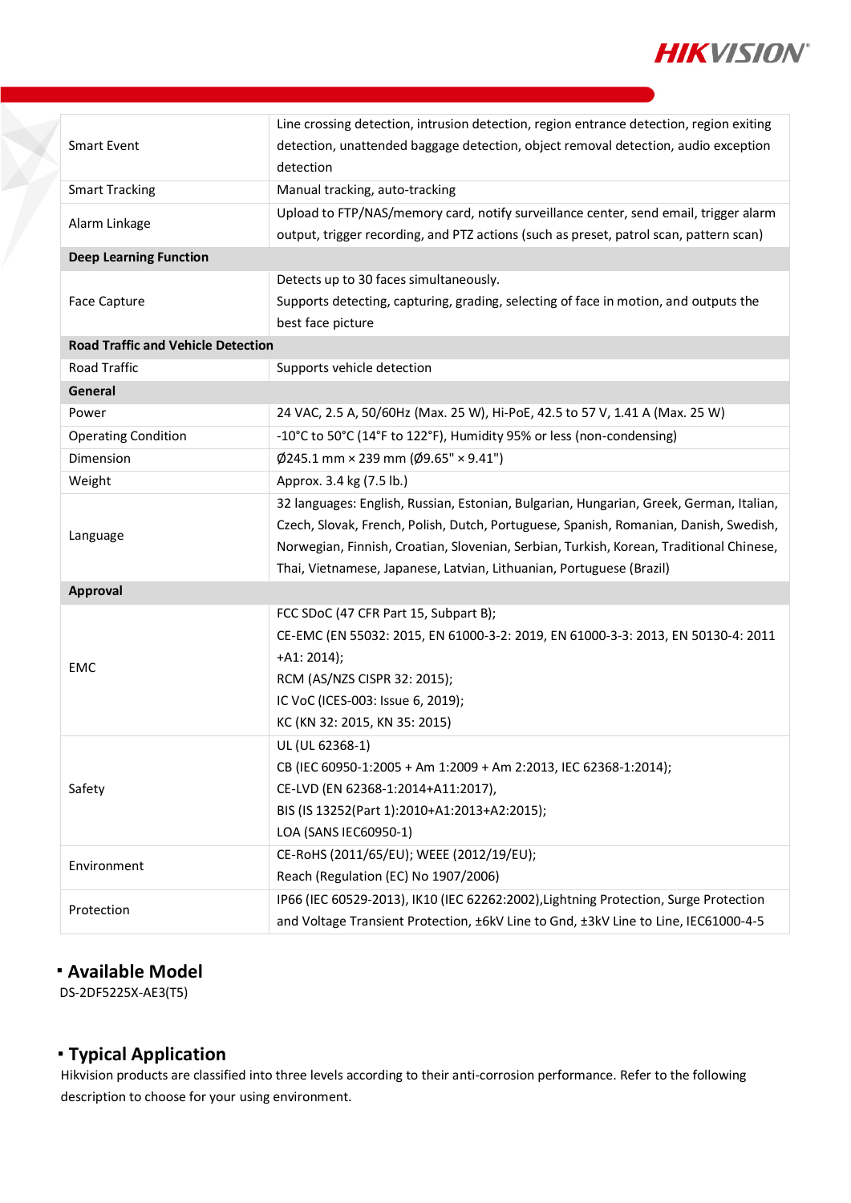| | |
|---|---|
| Smart Event | Line crossing detection, intrusion detection, region entrance detection, region exiting detection, unattended baggage detection, object removal detection, audio exception detection |
| Smart Tracking | Manual tracking, auto-tracking |
| Alarm Linkage | Upload to FTP/NAS/memory card, notify surveillance center, send email, trigger alarm output, trigger recording, and PTZ actions (such as preset, patrol scan, pattern scan) |
| **Deep Learning Function** | |
| Face Capture | Detects up to 30 faces simultaneously.<br>Supports detecting, capturing, grading, selecting of face in motion, and outputs the best face picture |
| **Road Traffic and Vehicle Detection** | |
| Road Traffic | Supports vehicle detection |
| **General** | |
| Power | 24 VAC, 2.5 A, 50/60Hz (Max. 25 W), Hi-PoE, 42.5 to 57 V, 1.41 A (Max. 25 W) |
| Operating Condition | -10°C to 50°C (14°F to 122°F), Humidity 95% or less (non-condensing) |
| Dimension | Ø245.1 mm × 239 mm (Ø9.65" × 9.41") |
| Weight | Approx. 3.4 kg (7.5 lb.) |
| Language | 32 languages: English, Russian, Estonian, Bulgarian, Hungarian, Greek, German, Italian, Czech, Slovak, French, Polish, Dutch, Portuguese, Spanish, Romanian, Danish, Swedish, Norwegian, Finnish, Croatian, Slovenian, Serbian, Turkish, Korean, Traditional Chinese, Thai, Vietnamese, Japanese, Latvian, Lithuanian, Portuguese (Brazil) |
| **Approval** | |
| EMC | FCC SDoC (47 CFR Part 15, Subpart B);<br>CE-EMC (EN 55032: 2015, EN 61000-3-2: 2019, EN 61000-3-3: 2013, EN 50130-4: 2011 +A1: 2014);<br>RCM (AS/NZS CISPR 32: 2015);<br>IC VoC (ICES-003: Issue 6, 2019);<br>KC (KN 32: 2015, KN 35: 2015) |
| Safety | UL (UL 62368-1)<br>CB (IEC 60950-1:2005 + Am 1:2009 + Am 2:2013, IEC 62368-1:2014);<br>CE-LVD (EN 62368-1:2014+A11:2017),<br>BIS (IS 13252(Part 1):2010+A1:2013+A2:2015);<br>LOA (SANS IEC60950-1) |
| Environment | CE-RoHS (2011/65/EU); WEEE (2012/19/EU);<br>Reach (Regulation (EC) No 1907/2006) |
| Protection | IP66 (IEC 60529-2013), IK10 (IEC 62262:2002),Lightning Protection, Surge Protection and Voltage Transient Protection, ±6kV Line to Gnd, ±3kV Line to Line, IEC61000-4-5 |

## Available Model

DS-2DF5225X-AE3(T5)

## Typical Application

Hikvision products are classified into three levels according to their anti-corrosion performance. Refer to the following description to choose for your using environment.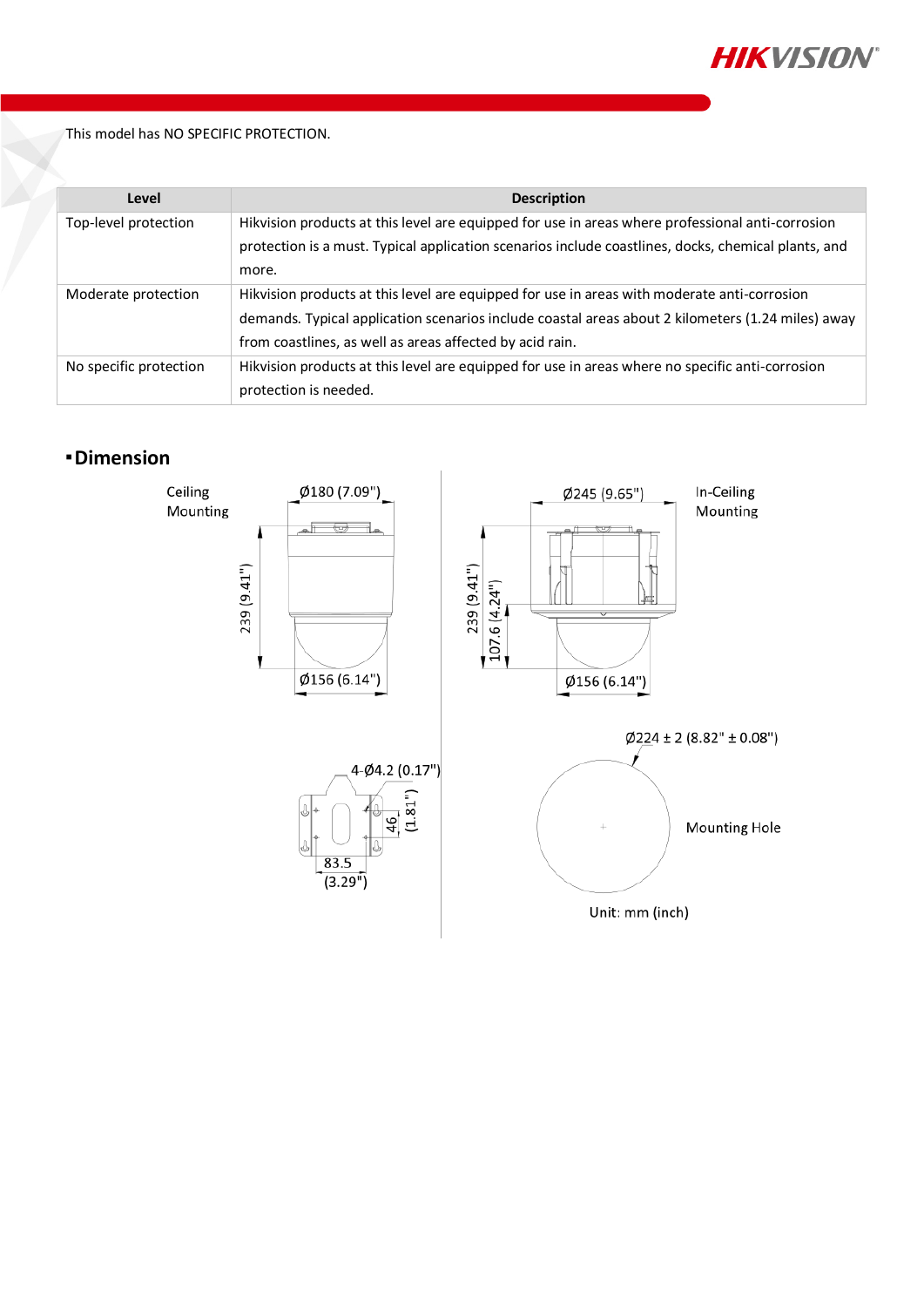This model has NO SPECIFIC PROTECTION.

| Level | Description |
| --- | --- |
| Top-level protection | Hikvision products at this level are equipped for use in areas where professional anti-corrosion protection is a must. Typical application scenarios include coastlines, docks, chemical plants, and more. |
| Moderate protection | Hikvision products at this level are equipped for use in areas with moderate anti-corrosion demands. Typical application scenarios include coastal areas about 2 kilometers (1.24 miles) away from coastlines, as well as areas affected by acid rain. |
| No specific protection | Hikvision products at this level are equipped for use in areas where no specific anti-corrosion protection is needed. |

## Dimension

Ceiling Mounting

Ø180 (7.09")

239 (9.41")

Ø156 (6.14")

In-Ceiling Mounting

Ø245 (9.65")

239 (9.41")

107.6 (4.24")

Ø156 (6.14")

4-Ø4.2 (0.17")

46 (1.81")

83.5 (3.29")

Ø224 ± 2 (8.82" ± 0.08")

Mounting Hole

Unit: mm (inch)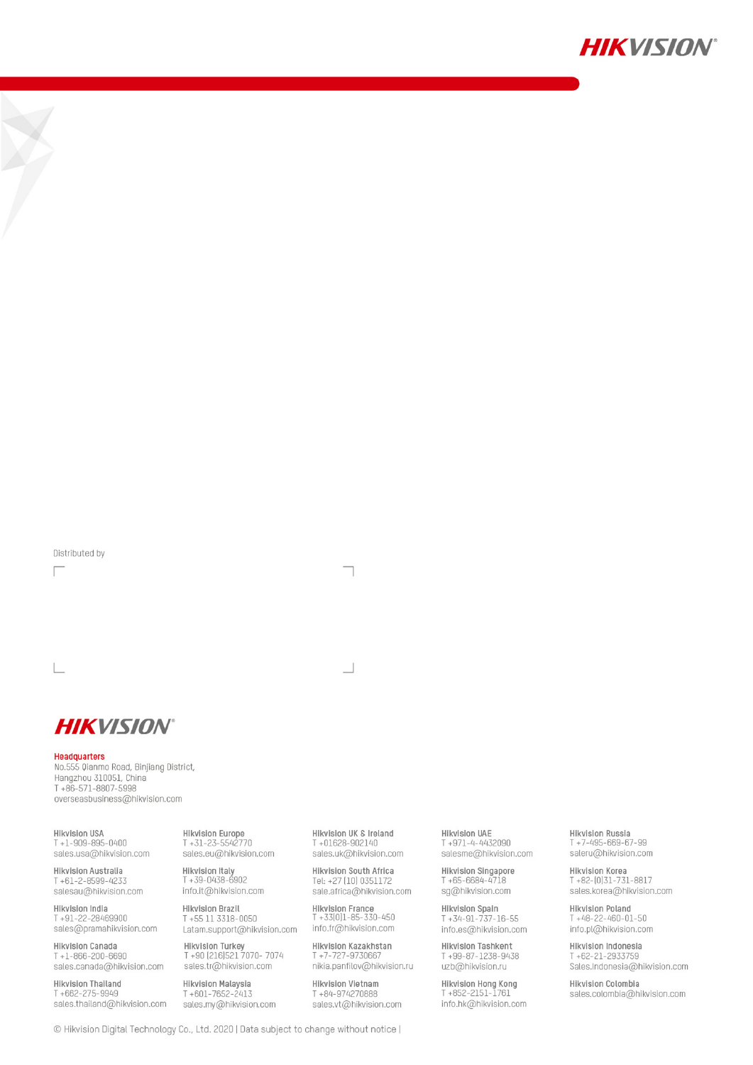Distributed by

**HIKVISION**

**Headquarters**
No.555 Qianmo Road, Binjiang District,
Hangzhou 310051, China
T +86-571-8807-5998
overseasbusiness@hikvision.com

**Hikvision USA**
T +1-909-895-0400
sales.usa@hikvision.com

**Hikvision Australia**
T +61-2-8599-4233
salesau@hikvision.com

**Hikvision India**
T +91-22-28469900
sales@pramahikvision.com

**Hikvision Canada**
T +1-866-200-6690
sales.canada@hikvision.com

**Hikvision Thailand**
T +662-275-9949
sales.thailand@hikvision.com

**Hikvision Europe**
T +31-23-5542770
sales.eu@hikvision.com

**Hikvision Italy**
T +39-0438-6902
info.it@hikvision.com

**Hikvision Brazil**
T +55 11 3318-0050
Latam.support@hikvision.com

**Hikvision Turkey**
T +90 (216)521 7070- 7074
sales.tr@hikvision.com

**Hikvision Malaysia**
T +601-7652-2413
sales.my@hikvision.com

**Hikvision UK & Ireland**
T +01628-902140
sales.uk@hikvision.com

**Hikvision South Africa**
Tel: +27 (10) 0351172
sale.africa@hikvision.com

**Hikvision France**
T +33(0)1-85-330-450
info.fr@hikvision.com

**Hikvision Kazakhstan**
T +7-727-9730667
nikia.panfilov@hikvision.ru

**Hikvision Vietnam**
T +84-974270888
sales.vt@hikvision.com

**Hikvision UAE**
T +971-4-4432090
salesme@hikvision.com

**Hikvision Singapore**
T +65-6684-4718
sg@hikvision.com

**Hikvision Spain**
T +34-91-737-16-55
info.es@hikvision.com

**Hikvision Tashkent**
T +99-87-1238-9438
uzb@hikvision.ru

**Hikvision Hong Kong**
T +852-2151-1761
info.hk@hikvision.com

**Hikvision Russia**
T +7-495-669-67-99
saleru@hikvision.com

**Hikvision Korea**
T +82-(0)31-731-8817
sales.korea@hikvision.com

**Hikvision Poland**
T +48-22-460-01-50
info.pl@hikvision.com

**Hikvision Indonesia**
T +62-21-2933759
Sales.Indonesia@hikvision.com

**Hikvision Colombia**
sales.colombia@hikvision.com

© Hikvision Digital Technology Co., Ltd. 2020 | Data subject to change without notice |